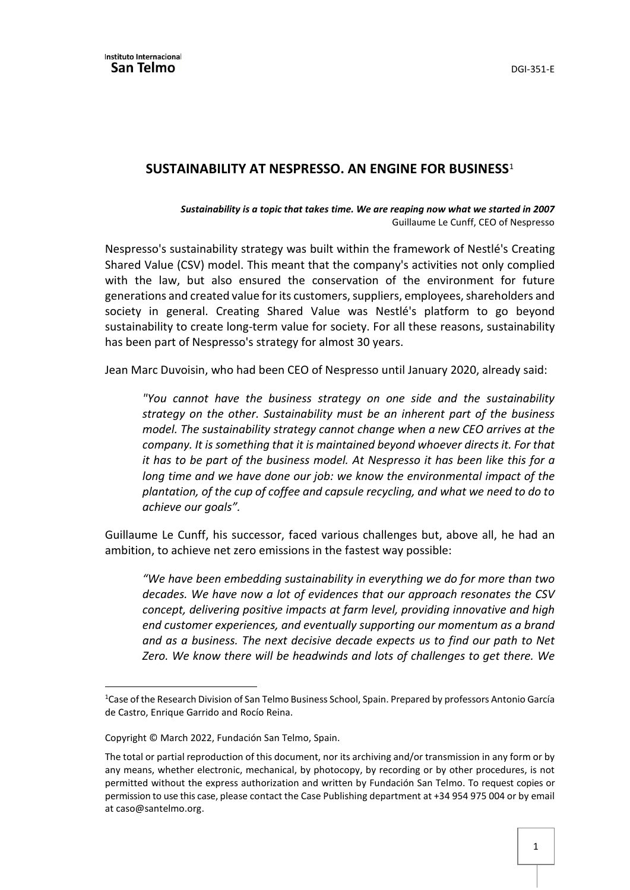# SUSTAINABILITY AT NESPRESSO. AN ENGINE FOR BUSINESS[1]

***Sustainability is a topic that takes time. We are reaping now what we started in 2007***
Guillaume Le Cunff, CEO of Nespresso

Nespresso's sustainability strategy was built within the framework of Nestlé's Creating Shared Value (CSV) model. This meant that the company's activities not only complied with the law, but also ensured the conservation of the environment for future generations and created value for its customers, suppliers, employees, shareholders and society in general. Creating Shared Value was Nestlé's platform to go beyond sustainability to create long-term value for society. For all these reasons, sustainability has been part of Nespresso's strategy for almost 30 years.

Jean Marc Duvoisin, who had been CEO of Nespresso until January 2020, already said:

> *"You cannot have the business strategy on one side and the sustainability strategy on the other. Sustainability must be an inherent part of the business model. The sustainability strategy cannot change when a new CEO arrives at the company. It is something that it is maintained beyond whoever directs it. For that it has to be part of the business model. At Nespresso it has been like this for a long time and we have done our job: we know the environmental impact of the plantation, of the cup of coffee and capsule recycling, and what we need to do to achieve our goals".*

Guillaume Le Cunff, his successor, faced various challenges but, above all, he had an ambition, to achieve net zero emissions in the fastest way possible:

> *"We have been embedding sustainability in everything we do for more than two decades. We have now a lot of evidences that our approach resonates the CSV concept, delivering positive impacts at farm level, providing innovative and high end customer experiences, and eventually supporting our momentum as a brand and as a business. The next decisive decade expects us to find our path to Net Zero. We know there will be headwinds and lots of challenges to get there. We*

---

[1] Case of the Research Division of San Telmo Business School, Spain. Prepared by professors Antonio García de Castro, Enrique Garrido and Rocío Reina.

Copyright © March 2022, Fundación San Telmo, Spain.

The total or partial reproduction of this document, nor its archiving and/or transmission in any form or by any means, whether electronic, mechanical, by photocopy, by recording or by other procedures, is not permitted without the express authorization and written by Fundación San Telmo. To request copies or permission to use this case, please contact the Case Publishing department at +34 954 975 004 or by email at caso@santelmo.org.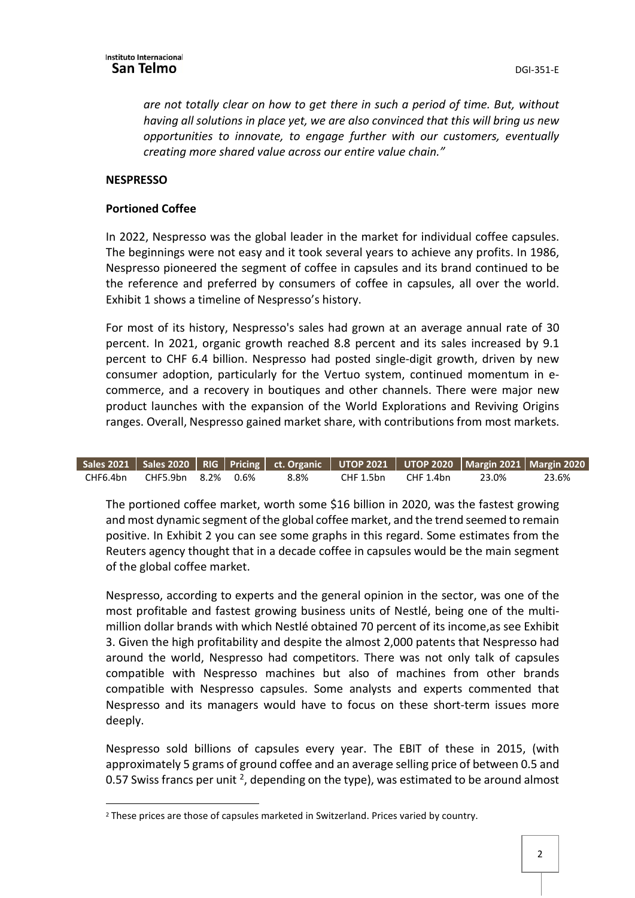*are not totally clear on how to get there in such a period of time. But, without having all solutions in place yet, we are also convinced that this will bring us new opportunities to innovate, to engage further with our customers, eventually creating more shared value across our entire value chain."*

**NESPRESSO**

**Portioned Coffee**

In 2022, Nespresso was the global leader in the market for individual coffee capsules. The beginnings were not easy and it took several years to achieve any profits. In 1986, Nespresso pioneered the segment of coffee in capsules and its brand continued to be the reference and preferred by consumers of coffee in capsules, all over the world. Exhibit 1 shows a timeline of Nespresso's history.

For most of its history, Nespresso's sales had grown at an average annual rate of 30 percent. In 2021, organic growth reached 8.8 percent and its sales increased by 9.1 percent to CHF 6.4 billion. Nespresso had posted single-digit growth, driven by new consumer adoption, particularly for the Vertuo system, continued momentum in e-commerce, and a recovery in boutiques and other channels. There were major new product launches with the expansion of the World Explorations and Reviving Origins ranges. Overall, Nespresso gained market share, with contributions from most markets.

| Sales 2021 | Sales 2020 | RIG | Pricing | ct. Organic | UTOP 2021 | UTOP 2020 | Margin 2021 | Margin 2020 |
|---|---|---|---|---|---|---|---|---|
| CHF6.4bn | CHF5.9bn | 8.2% | 0.6% | 8.8% | CHF 1.5bn | CHF 1.4bn | 23.0% | 23.6% |

The portioned coffee market, worth some $16 billion in 2020, was the fastest growing and most dynamic segment of the global coffee market, and the trend seemed to remain positive. In Exhibit 2 you can see some graphs in this regard. Some estimates from the Reuters agency thought that in a decade coffee in capsules would be the main segment of the global coffee market.

Nespresso, according to experts and the general opinion in the sector, was one of the most profitable and fastest growing business units of Nestlé, being one of the multi-million dollar brands with which Nestlé obtained 70 percent of its income,as see Exhibit 3. Given the high profitability and despite the almost 2,000 patents that Nespresso had around the world, Nespresso had competitors. There was not only talk of capsules compatible with Nespresso machines but also of machines from other brands compatible with Nespresso capsules. Some analysts and experts commented that Nespresso and its managers would have to focus on these short-term issues more deeply.

Nespresso sold billions of capsules every year. The EBIT of these in 2015, (with approximately 5 grams of ground coffee and an average selling price of between 0.5 and 0.57 Swiss francs per unit [2], depending on the type), was estimated to be around almost

[2] These prices are those of capsules marketed in Switzerland. Prices varied by country.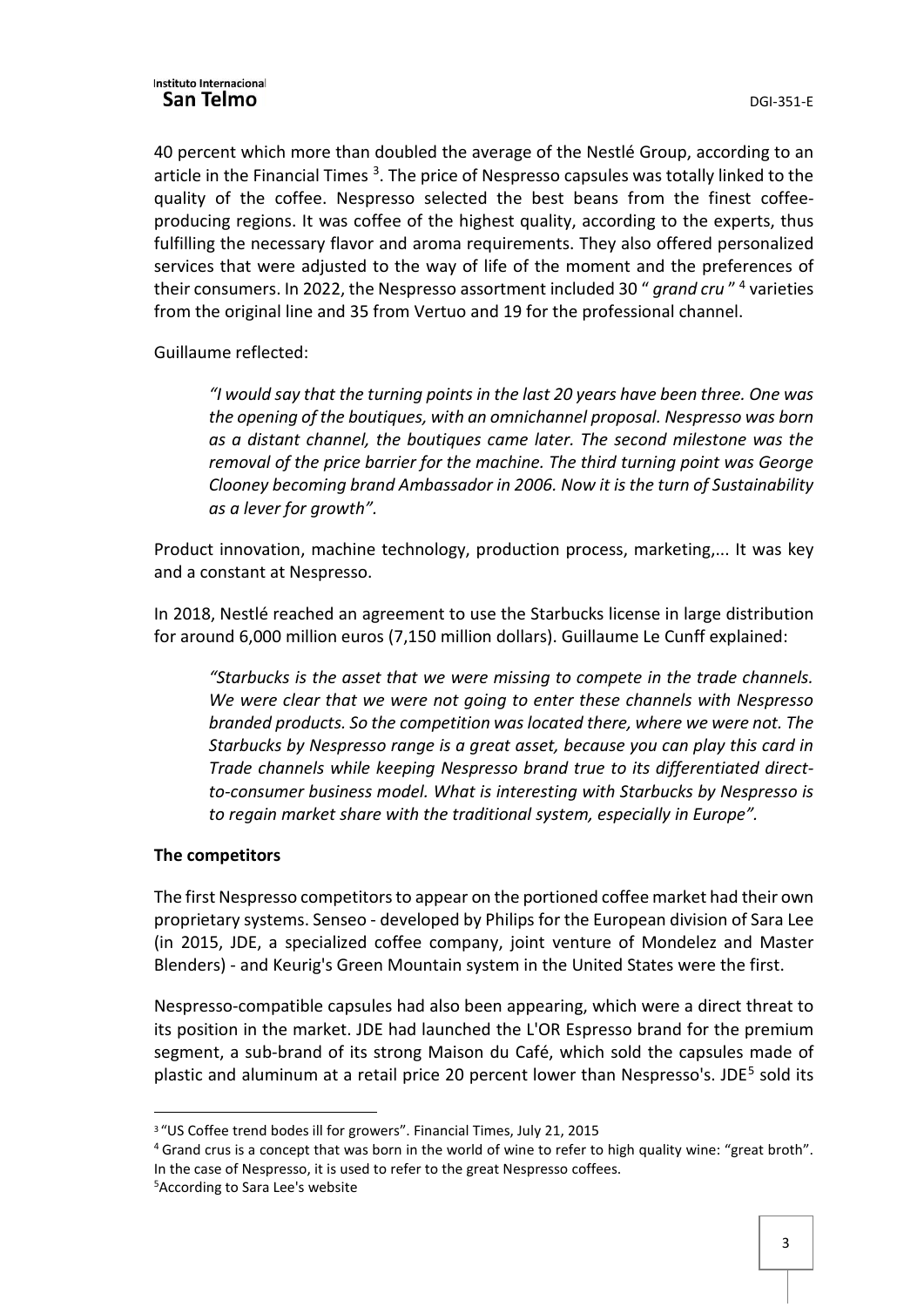40 percent which more than doubled the average of the Nestlé Group, according to an article in the Financial Times [3]. The price of Nespresso capsules was totally linked to the quality of the coffee. Nespresso selected the best beans from the finest coffee-producing regions. It was coffee of the highest quality, according to the experts, thus fulfilling the necessary flavor and aroma requirements. They also offered personalized services that were adjusted to the way of life of the moment and the preferences of their consumers. In 2022, the Nespresso assortment included 30 " *grand cru* " [4] varieties from the original line and 35 from Vertuo and 19 for the professional channel.

Guillaume reflected:

> *"I would say that the turning points in the last 20 years have been three. One was the opening of the boutiques, with an omnichannel proposal. Nespresso was born as a distant channel, the boutiques came later. The second milestone was the removal of the price barrier for the machine. The third turning point was George Clooney becoming brand Ambassador in 2006. Now it is the turn of Sustainability as a lever for growth".*

Product innovation, machine technology, production process, marketing,... It was key and a constant at Nespresso.

In 2018, Nestlé reached an agreement to use the Starbucks license in large distribution for around 6,000 million euros (7,150 million dollars). Guillaume Le Cunff explained:

> *"Starbucks is the asset that we were missing to compete in the trade channels. We were clear that we were not going to enter these channels with Nespresso branded products. So the competition was located there, where we were not. The Starbucks by Nespresso range is a great asset, because you can play this card in Trade channels while keeping Nespresso brand true to its differentiated direct-to-consumer business model. What is interesting with Starbucks by Nespresso is to regain market share with the traditional system, especially in Europe".*

**The competitors**

The first Nespresso competitors to appear on the portioned coffee market had their own proprietary systems. Senseo - developed by Philips for the European division of Sara Lee (in 2015, JDE, a specialized coffee company, joint venture of Mondelez and Master Blenders) - and Keurig's Green Mountain system in the United States were the first.

Nespresso-compatible capsules had also been appearing, which were a direct threat to its position in the market. JDE had launched the L'OR Espresso brand for the premium segment, a sub-brand of its strong Maison du Café, which sold the capsules made of plastic and aluminum at a retail price 20 percent lower than Nespresso's. JDE[5] sold its

---

[3] "US Coffee trend bodes ill for growers". Financial Times, July 21, 2015

[4] Grand crus is a concept that was born in the world of wine to refer to high quality wine: "great broth". In the case of Nespresso, it is used to refer to the great Nespresso coffees.

[5] According to Sara Lee's website